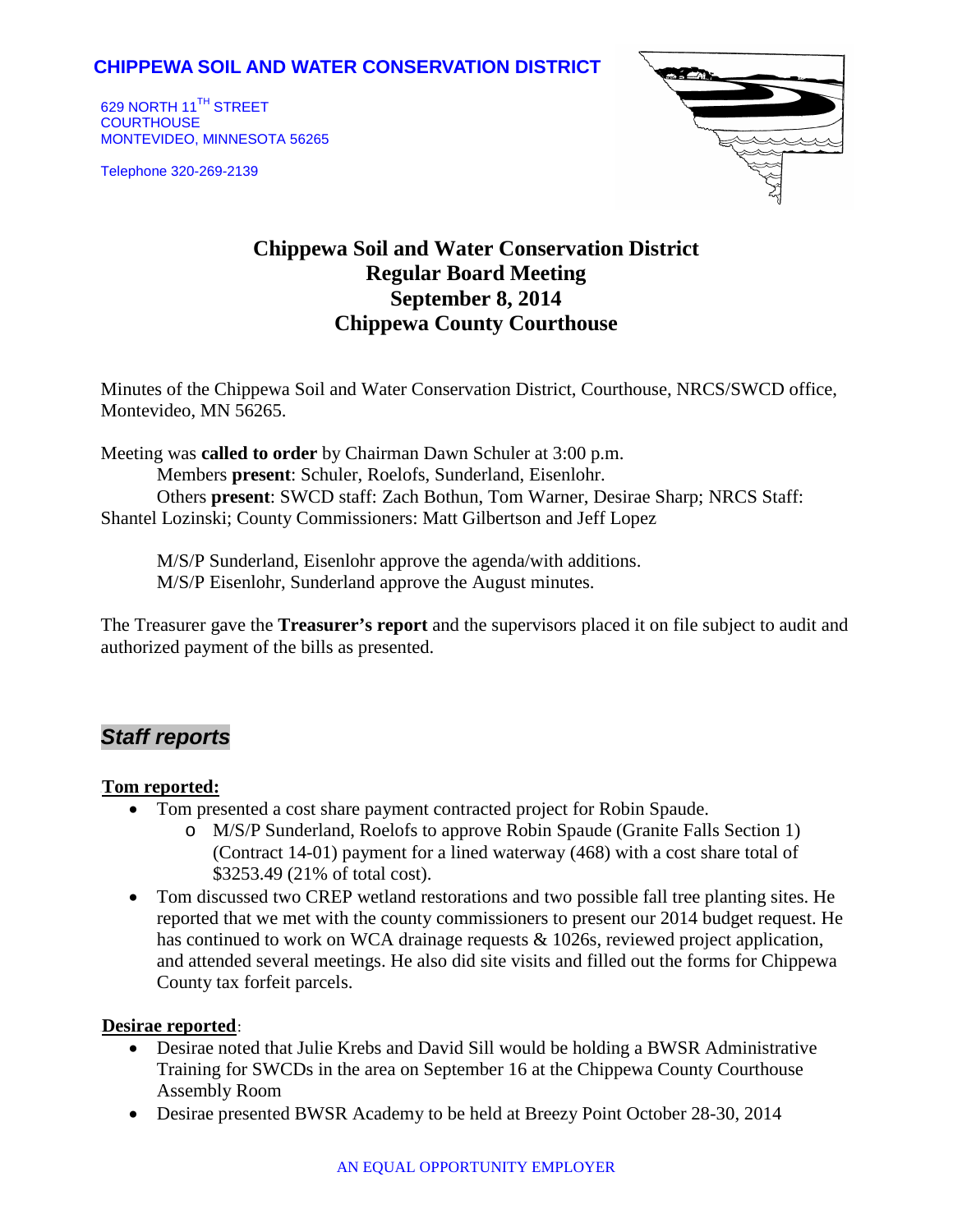**CHIPPEWA SOIL AND WATER CONSERVATION DISTRICT**

629 NORTH 11TH STREET
COURTHOUSE
MONTEVIDEO, MINNESOTA 56265

Telephone 320-269-2139

# Chippewa Soil and Water Conservation District
## Regular Board Meeting
## September 8, 2014
## Chippewa County Courthouse

Minutes of the Chippewa Soil and Water Conservation District, Courthouse, NRCS/SWCD office, Montevideo, MN 56265.

Meeting was **called to order** by Chairman Dawn Schuler at 3:00 p.m.
Members **present**: Schuler, Roelofs, Sunderland, Eisenlohr.
Others **present**: SWCD staff: Zach Bothun, Tom Warner, Desirae Sharp; NRCS Staff: Shantel Lozinski; County Commissioners: Matt Gilbertson and Jeff Lopez

M/S/P Sunderland, Eisenlohr approve the agenda/with additions.
M/S/P Eisenlohr, Sunderland approve the August minutes.

The Treasurer gave the **Treasurer's report** and the supervisors placed it on file subject to audit and authorized payment of the bills as presented.

## *Staff reports*

**Tom reported:**

- Tom presented a cost share payment contracted project for Robin Spaude.
  - M/S/P Sunderland, Roelofs to approve Robin Spaude (Granite Falls Section 1) (Contract 14-01) payment for a lined waterway (468) with a cost share total of $3253.49 (21% of total cost).
- Tom discussed two CREP wetland restorations and two possible fall tree planting sites. He reported that we met with the county commissioners to present our 2014 budget request. He has continued to work on WCA drainage requests & 1026s, reviewed project application, and attended several meetings. He also did site visits and filled out the forms for Chippewa County tax forfeit parcels.

**Desirae reported**:

- Desirae noted that Julie Krebs and David Sill would be holding a BWSR Administrative Training for SWCDs in the area on September 16 at the Chippewa County Courthouse Assembly Room
- Desirae presented BWSR Academy to be held at Breezy Point October 28-30, 2014

AN EQUAL OPPORTUNITY EMPLOYER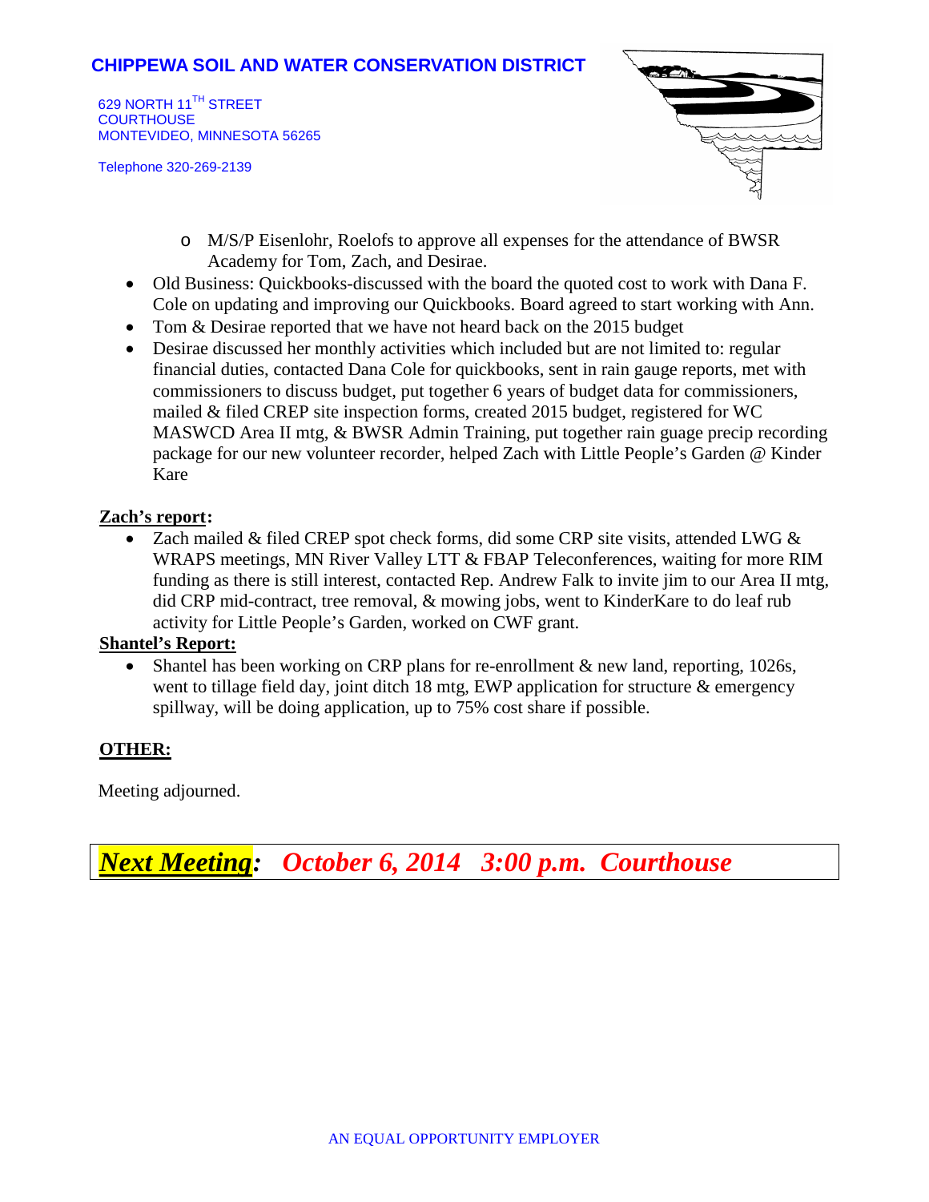**CHIPPEWA SOIL AND WATER CONSERVATION DISTRICT**

629 NORTH 11TH STREET
COURTHOUSE
MONTEVIDEO, MINNESOTA 56265

Telephone 320-269-2139

  - M/S/P Eisenlohr, Roelofs to approve all expenses for the attendance of BWSR Academy for Tom, Zach, and Desirae.
- Old Business: Quickbooks-discussed with the board the quoted cost to work with Dana F. Cole on updating and improving our Quickbooks. Board agreed to start working with Ann.
- Tom & Desirae reported that we have not heard back on the 2015 budget
- Desirae discussed her monthly activities which included but are not limited to: regular financial duties, contacted Dana Cole for quickbooks, sent in rain gauge reports, met with commissioners to discuss budget, put together 6 years of budget data for commissioners, mailed & filed CREP site inspection forms, created 2015 budget, registered for WC MASWCD Area II mtg, & BWSR Admin Training, put together rain guage precip recording package for our new volunteer recorder, helped Zach with Little People's Garden @ Kinder Kare

**Zach's report:**

- Zach mailed & filed CREP spot check forms, did some CRP site visits, attended LWG & WRAPS meetings, MN River Valley LTT & FBAP Teleconferences, waiting for more RIM funding as there is still interest, contacted Rep. Andrew Falk to invite jim to our Area II mtg, did CRP mid-contract, tree removal, & mowing jobs, went to KinderKare to do leaf rub activity for Little People's Garden, worked on CWF grant.

**Shantel's Report:**

- Shantel has been working on CRP plans for re-enrollment & new land, reporting, 1026s, went to tillage field day, joint ditch 18 mtg, EWP application for structure & emergency spillway, will be doing application, up to 75% cost share if possible.

**OTHER:**

Meeting adjourned.

***Next Meeting*: *October 6, 2014 3:00 p.m. Courthouse***

AN EQUAL OPPORTUNITY EMPLOYER